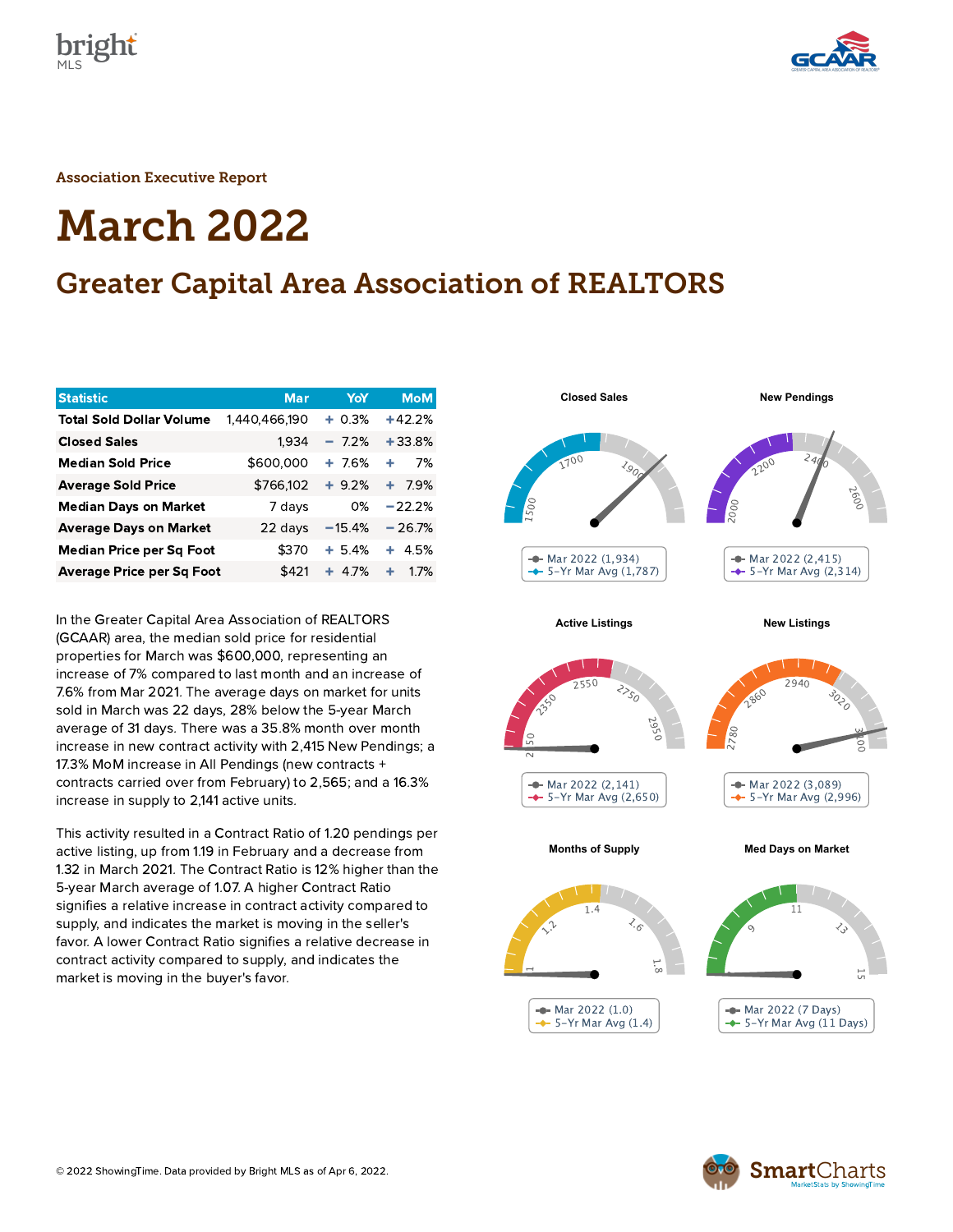Association Executive Report

# March 2022

## Greater Capital Area Association of REALTORS

| Statistic | Mar | YoY | MoM |
|---|---|---|---|
| Total Sold Dollar Volume | 1,440,466,190 | + 0.3% | +42.2% |
| Closed Sales | 1,934 | − 7.2% | +33.8% |
| Median Sold Price | $600,000 | + 7.6% | + 7% |
| Average Sold Price | $766,102 | + 9.2% | + 7.9% |
| Median Days on Market | 7 days | 0% | −22.2% |
| Average Days on Market | 22 days | −15.4% | − 26.7% |
| Median Price per Sq Foot | $370 | + 5.4% | + 4.5% |
| Average Price per Sq Foot | $421 | + 4.7% | + 1.7% |

In the Greater Capital Area Association of REALTORS (GCAAR) area, the median sold price for residential properties for March was $600,000, representing an increase of 7% compared to last month and an increase of 7.6% from Mar 2021. The average days on market for units sold in March was 22 days, 28% below the 5-year March average of 31 days. There was a 35.8% month over month increase in new contract activity with 2,415 New Pendings; a 17.3% MoM increase in All Pendings (new contracts + contracts carried over from February) to 2,565; and a 16.3% increase in supply to 2,141 active units.

This activity resulted in a Contract Ratio of 1.20 pendings per active listing, up from 1.19 in February and a decrease from 1.32 in March 2021. The Contract Ratio is 12% higher than the 5-year March average of 1.07. A higher Contract Ratio signifies a relative increase in contract activity compared to supply, and indicates the market is moving in the seller's favor. A lower Contract Ratio signifies a relative decrease in contract activity compared to supply, and indicates the market is moving in the buyer's favor.

**Closed Sales**
- Mar 2022 (1,934)
- 5-Yr Mar Avg (1,787)

**New Pendings**
- Mar 2022 (2,415)
- 5-Yr Mar Avg (2,314)

**Active Listings**
- Mar 2022 (2,141)
- 5-Yr Mar Avg (2,650)

**New Listings**
- Mar 2022 (3,089)
- 5-Yr Mar Avg (2,996)

**Months of Supply**
- Mar 2022 (1.0)
- 5-Yr Mar Avg (1.4)

**Med Days on Market**
- Mar 2022 (7 Days)
- 5-Yr Mar Avg (11 Days)

© 2022 ShowingTime. Data provided by Bright MLS as of Apr 6, 2022.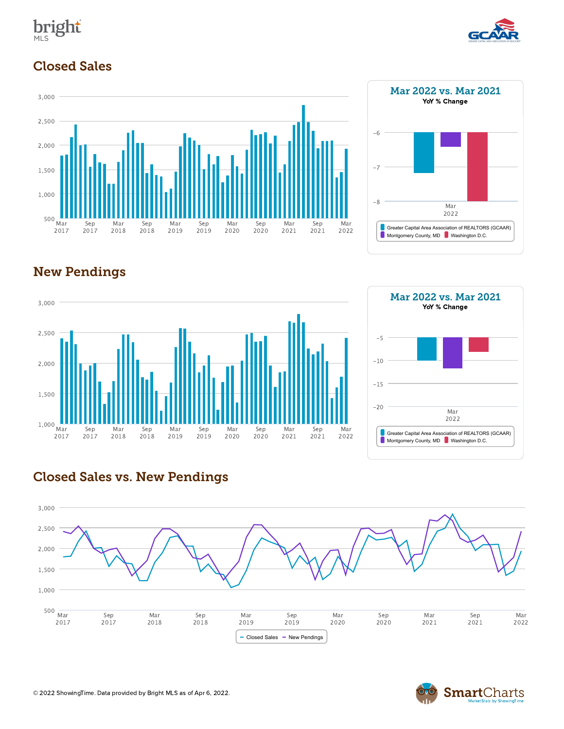## Closed Sales

**Mar 2022 vs. Mar 2021**
YoY % Change

- Greater Capital Area Association of REALTORS (GCAAR)
- Montgomery County, MD
- Washington D.C.

## New Pendings

**Mar 2022 vs. Mar 2021**
YoY % Change

- Greater Capital Area Association of REALTORS (GCAAR)
- Montgomery County, MD
- Washington D.C.

## Closed Sales vs. New Pendings

- Closed Sales
- New Pendings

© 2022 ShowingTime. Data provided by Bright MLS as of Apr 6, 2022.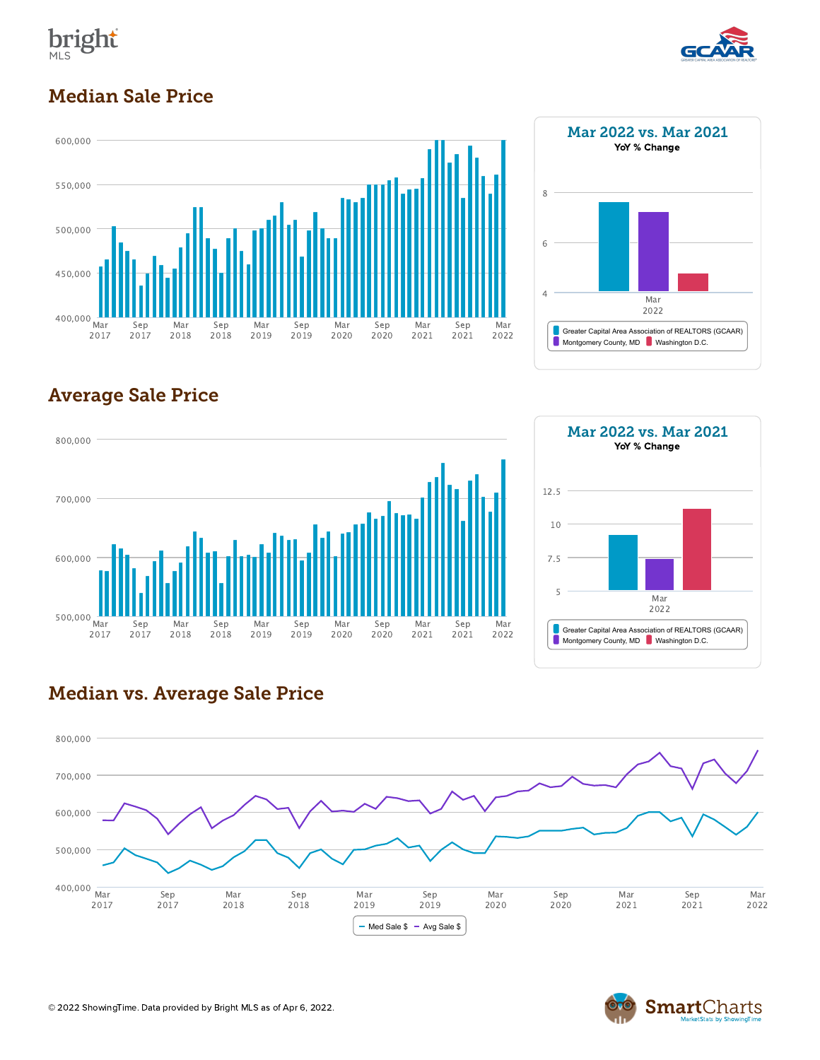## Median Sale Price

600,000
550,000
500,000
450,000
400,000

Mar 2017 | Sep 2017 | Mar 2018 | Sep 2018 | Mar 2019 | Sep 2019 | Mar 2020 | Sep 2020 | Mar 2021 | Sep 2021 | Mar 2022

### Mar 2022 vs. Mar 2021

**YoY % Change**

8
6
4

Mar 2022

Greater Capital Area Association of REALTORS (GCAAR) | Montgomery County, MD | Washington D.C.

## Average Sale Price

800,000
700,000
600,000
500,000

Mar 2017 | Sep 2017 | Mar 2018 | Sep 2018 | Mar 2019 | Sep 2019 | Mar 2020 | Sep 2020 | Mar 2021 | Sep 2021 | Mar 2022

### Mar 2022 vs. Mar 2021

**YoY % Change**

12.5
10
7.5
5

Mar 2022

Greater Capital Area Association of REALTORS (GCAAR) | Montgomery County, MD | Washington D.C.

## Median vs. Average Sale Price

800,000
700,000
600,000
500,000
400,000

Mar 2017 | Sep 2017 | Mar 2018 | Sep 2018 | Mar 2019 | Sep 2019 | Mar 2020 | Sep 2020 | Mar 2021 | Sep 2021 | Mar 2022

Med Sale $ | Avg Sale $

© 2022 ShowingTime. Data provided by Bright MLS as of Apr 6, 2022.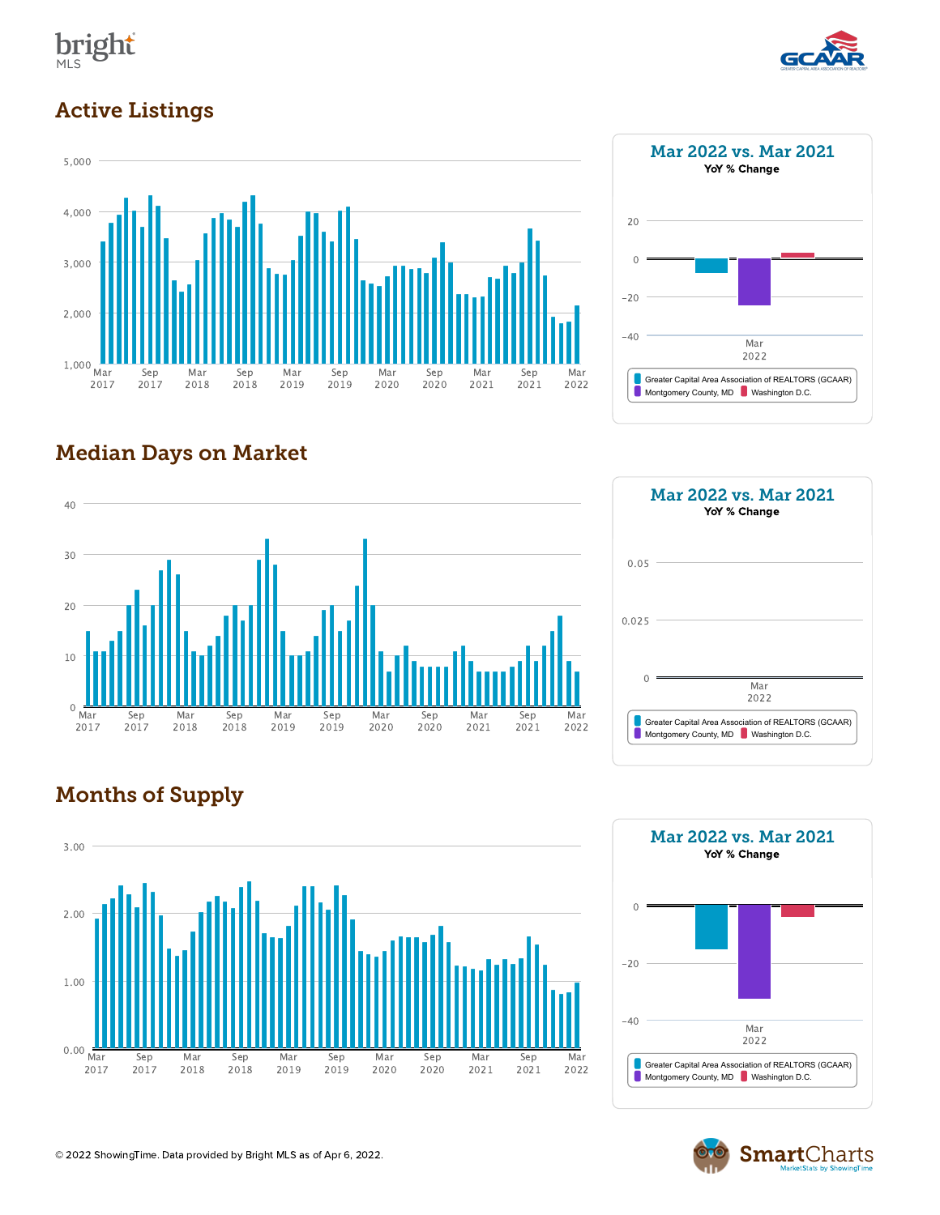bright MLS

GCAAR

## Active Listings

5,000
4,000
3,000
2,000
1,000

Mar 2017 Sep 2017 Mar 2018 Sep 2018 Mar 2019 Sep 2019 Mar 2020 Sep 2020 Mar 2021 Sep 2021 Mar 2022

### Mar 2022 vs. Mar 2021

**YoY % Change**

20
0
−20
−40

Mar 2022

Greater Capital Area Association of REALTORS (GCAAR)
Montgomery County, MD
Washington D.C.

## Median Days on Market

40
30
20
10
0

Mar 2017 Sep 2017 Mar 2018 Sep 2018 Mar 2019 Sep 2019 Mar 2020 Sep 2020 Mar 2021 Sep 2021 Mar 2022

### Mar 2022 vs. Mar 2021

**YoY % Change**

0.05
0.025
0

Mar 2022

Greater Capital Area Association of REALTORS (GCAAR)
Montgomery County, MD
Washington D.C.

## Months of Supply

3.00
2.00
1.00
0.00

Mar 2017 Sep 2017 Mar 2018 Sep 2018 Mar 2019 Sep 2019 Mar 2020 Sep 2020 Mar 2021 Sep 2021 Mar 2022

### Mar 2022 vs. Mar 2021

**YoY % Change**

0
−20
−40

Mar 2022

Greater Capital Area Association of REALTORS (GCAAR)
Montgomery County, MD
Washington D.C.

© 2022 ShowingTime. Data provided by Bright MLS as of Apr 6, 2022.

SmartCharts
MarketStats by ShowingTime